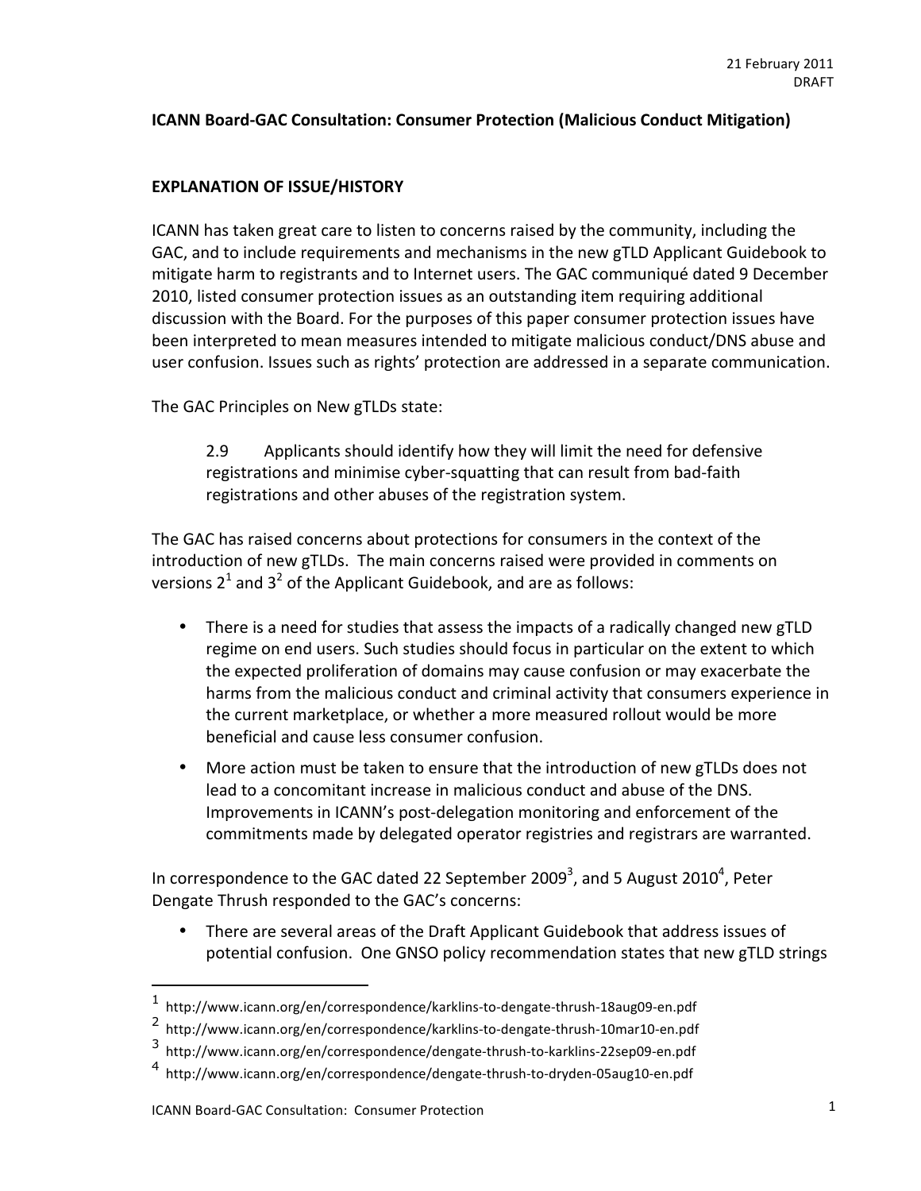21 February 2011
DRAFT

**ICANN Board-GAC Consultation: Consumer Protection (Malicious Conduct Mitigation)**

**EXPLANATION OF ISSUE/HISTORY**

ICANN has taken great care to listen to concerns raised by the community, including the GAC, and to include requirements and mechanisms in the new gTLD Applicant Guidebook to mitigate harm to registrants and to Internet users. The GAC communiqué dated 9 December 2010, listed consumer protection issues as an outstanding item requiring additional discussion with the Board. For the purposes of this paper consumer protection issues have been interpreted to mean measures intended to mitigate malicious conduct/DNS abuse and user confusion. Issues such as rights' protection are addressed in a separate communication.

The GAC Principles on New gTLDs state:

> 2.9 Applicants should identify how they will limit the need for defensive registrations and minimise cyber-squatting that can result from bad-faith registrations and other abuses of the registration system.

The GAC has raised concerns about protections for consumers in the context of the introduction of new gTLDs. The main concerns raised were provided in comments on versions 2[1] and 3[2] of the Applicant Guidebook, and are as follows:

- There is a need for studies that assess the impacts of a radically changed new gTLD regime on end users. Such studies should focus in particular on the extent to which the expected proliferation of domains may cause confusion or may exacerbate the harms from the malicious conduct and criminal activity that consumers experience in the current marketplace, or whether a more measured rollout would be more beneficial and cause less consumer confusion.
- More action must be taken to ensure that the introduction of new gTLDs does not lead to a concomitant increase in malicious conduct and abuse of the DNS. Improvements in ICANN's post-delegation monitoring and enforcement of the commitments made by delegated operator registries and registrars are warranted.

In correspondence to the GAC dated 22 September 2009[3], and 5 August 2010[4], Peter Dengate Thrush responded to the GAC's concerns:

- There are several areas of the Draft Applicant Guidebook that address issues of potential confusion. One GNSO policy recommendation states that new gTLD strings

---

[1] http://www.icann.org/en/correspondence/karklins-to-dengate-thrush-18aug09-en.pdf

[2] http://www.icann.org/en/correspondence/karklins-to-dengate-thrush-10mar10-en.pdf

[3] http://www.icann.org/en/correspondence/dengate-thrush-to-karklins-22sep09-en.pdf

[4] http://www.icann.org/en/correspondence/dengate-thrush-to-dryden-05aug10-en.pdf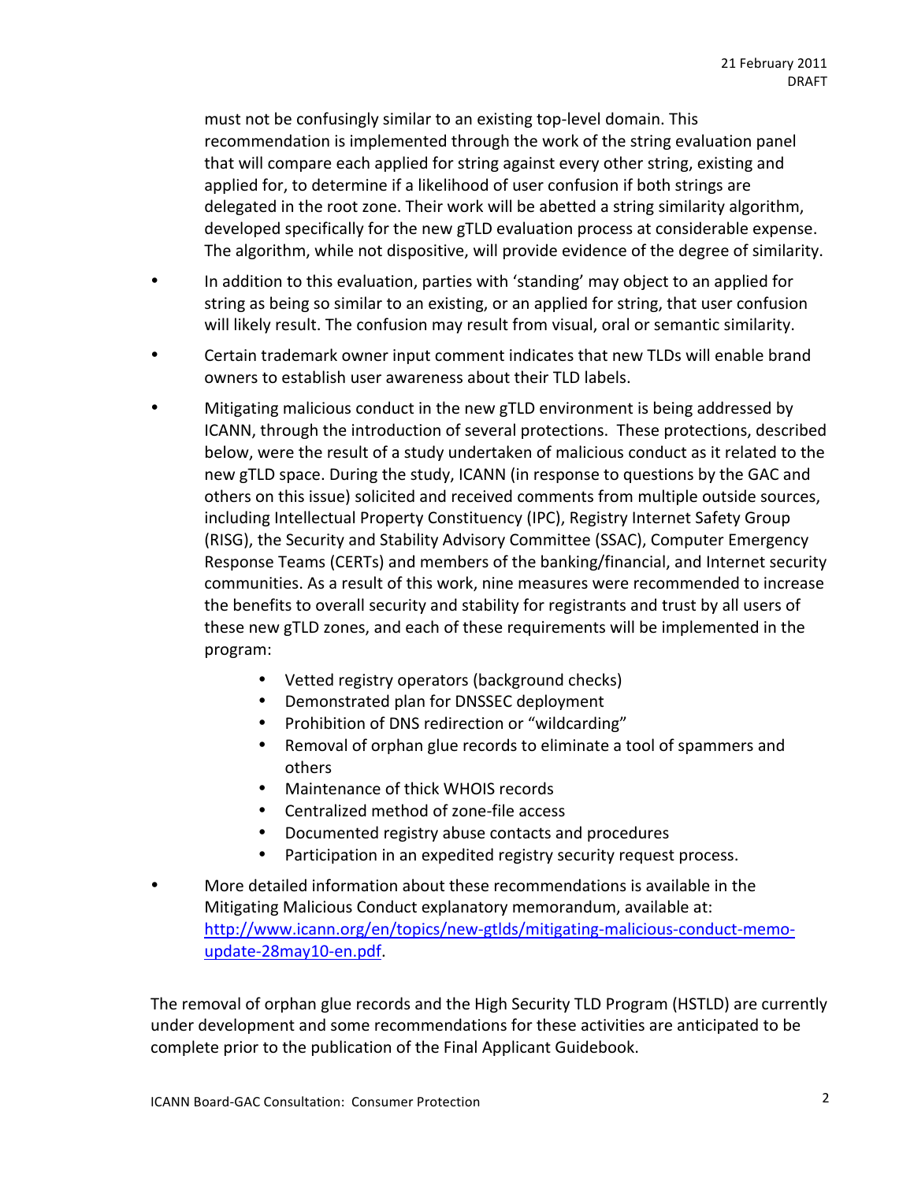must not be confusingly similar to an existing top-level domain. This recommendation is implemented through the work of the string evaluation panel that will compare each applied for string against every other string, existing and applied for, to determine if a likelihood of user confusion if both strings are delegated in the root zone. Their work will be abetted a string similarity algorithm, developed specifically for the new gTLD evaluation process at considerable expense. The algorithm, while not dispositive, will provide evidence of the degree of similarity.

- In addition to this evaluation, parties with 'standing' may object to an applied for string as being so similar to an existing, or an applied for string, that user confusion will likely result. The confusion may result from visual, oral or semantic similarity.
- Certain trademark owner input comment indicates that new TLDs will enable brand owners to establish user awareness about their TLD labels.
- Mitigating malicious conduct in the new gTLD environment is being addressed by ICANN, through the introduction of several protections. These protections, described below, were the result of a study undertaken of malicious conduct as it related to the new gTLD space. During the study, ICANN (in response to questions by the GAC and others on this issue) solicited and received comments from multiple outside sources, including Intellectual Property Constituency (IPC), Registry Internet Safety Group (RISG), the Security and Stability Advisory Committee (SSAC), Computer Emergency Response Teams (CERTs) and members of the banking/financial, and Internet security communities. As a result of this work, nine measures were recommended to increase the benefits to overall security and stability for registrants and trust by all users of these new gTLD zones, and each of these requirements will be implemented in the program:
    - Vetted registry operators (background checks)
    - Demonstrated plan for DNSSEC deployment
    - Prohibition of DNS redirection or "wildcarding"
    - Removal of orphan glue records to eliminate a tool of spammers and others
    - Maintenance of thick WHOIS records
    - Centralized method of zone-file access
    - Documented registry abuse contacts and procedures
    - Participation in an expedited registry security request process.
- More detailed information about these recommendations is available in the Mitigating Malicious Conduct explanatory memorandum, available at: http://www.icann.org/en/topics/new-gtlds/mitigating-malicious-conduct-memo-update-28may10-en.pdf.

The removal of orphan glue records and the High Security TLD Program (HSTLD) are currently under development and some recommendations for these activities are anticipated to be complete prior to the publication of the Final Applicant Guidebook.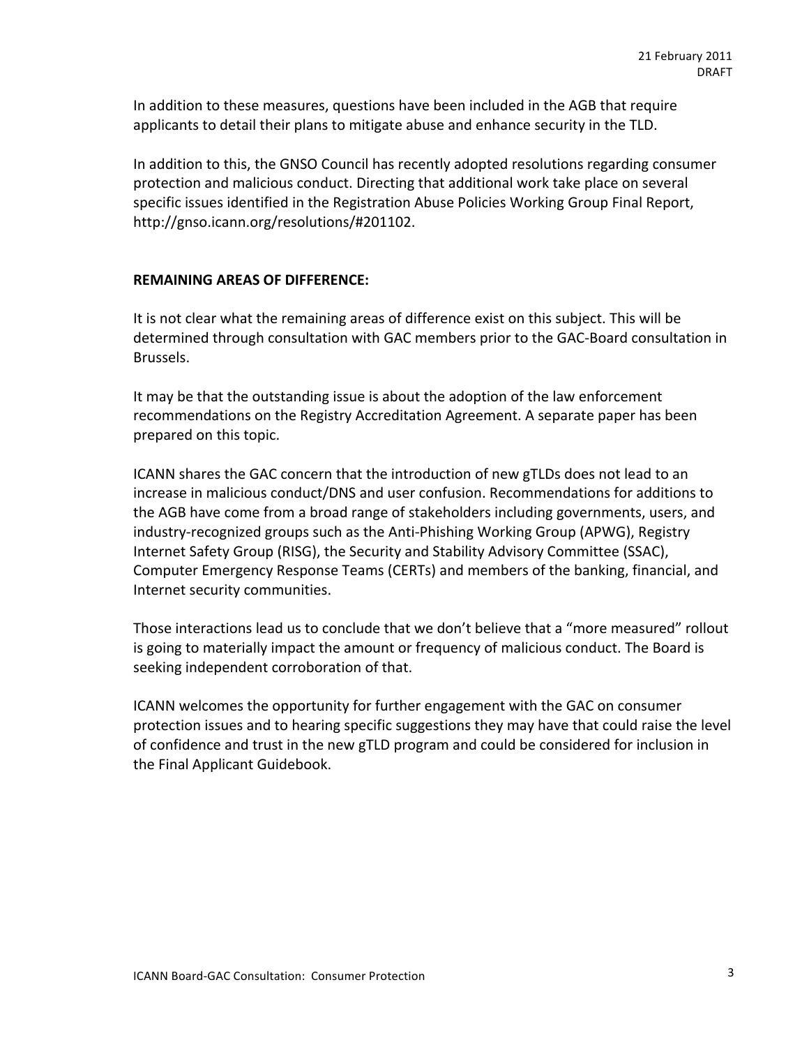In addition to these measures, questions have been included in the AGB that require applicants to detail their plans to mitigate abuse and enhance security in the TLD.

In addition to this, the GNSO Council has recently adopted resolutions regarding consumer protection and malicious conduct. Directing that additional work take place on several specific issues identified in the Registration Abuse Policies Working Group Final Report, http://gnso.icann.org/resolutions/#201102.

**REMAINING AREAS OF DIFFERENCE:**

It is not clear what the remaining areas of difference exist on this subject. This will be determined through consultation with GAC members prior to the GAC-Board consultation in Brussels.

It may be that the outstanding issue is about the adoption of the law enforcement recommendations on the Registry Accreditation Agreement. A separate paper has been prepared on this topic.

ICANN shares the GAC concern that the introduction of new gTLDs does not lead to an increase in malicious conduct/DNS and user confusion. Recommendations for additions to the AGB have come from a broad range of stakeholders including governments, users, and industry-recognized groups such as the Anti-Phishing Working Group (APWG), Registry Internet Safety Group (RISG), the Security and Stability Advisory Committee (SSAC), Computer Emergency Response Teams (CERTs) and members of the banking, financial, and Internet security communities.

Those interactions lead us to conclude that we don't believe that a "more measured" rollout is going to materially impact the amount or frequency of malicious conduct. The Board is seeking independent corroboration of that.

ICANN welcomes the opportunity for further engagement with the GAC on consumer protection issues and to hearing specific suggestions they may have that could raise the level of confidence and trust in the new gTLD program and could be considered for inclusion in the Final Applicant Guidebook.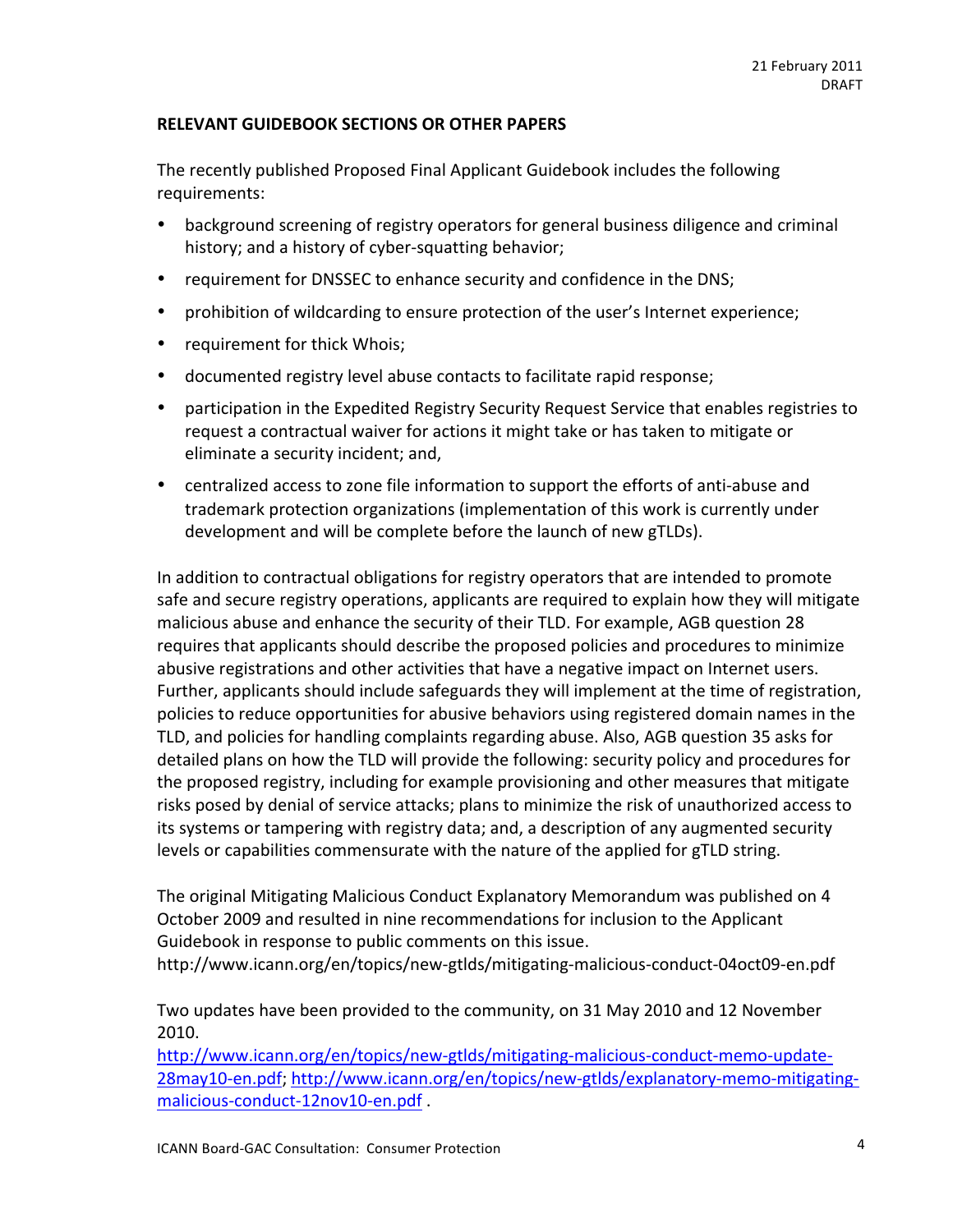## RELEVANT GUIDEBOOK SECTIONS OR OTHER PAPERS

The recently published Proposed Final Applicant Guidebook includes the following requirements:

- background screening of registry operators for general business diligence and criminal history; and a history of cyber-squatting behavior;
- requirement for DNSSEC to enhance security and confidence in the DNS;
- prohibition of wildcarding to ensure protection of the user's Internet experience;
- requirement for thick Whois;
- documented registry level abuse contacts to facilitate rapid response;
- participation in the Expedited Registry Security Request Service that enables registries to request a contractual waiver for actions it might take or has taken to mitigate or eliminate a security incident; and,
- centralized access to zone file information to support the efforts of anti-abuse and trademark protection organizations (implementation of this work is currently under development and will be complete before the launch of new gTLDs).

In addition to contractual obligations for registry operators that are intended to promote safe and secure registry operations, applicants are required to explain how they will mitigate malicious abuse and enhance the security of their TLD. For example, AGB question 28 requires that applicants should describe the proposed policies and procedures to minimize abusive registrations and other activities that have a negative impact on Internet users. Further, applicants should include safeguards they will implement at the time of registration, policies to reduce opportunities for abusive behaviors using registered domain names in the TLD, and policies for handling complaints regarding abuse. Also, AGB question 35 asks for detailed plans on how the TLD will provide the following: security policy and procedures for the proposed registry, including for example provisioning and other measures that mitigate risks posed by denial of service attacks; plans to minimize the risk of unauthorized access to its systems or tampering with registry data; and, a description of any augmented security levels or capabilities commensurate with the nature of the applied for gTLD string.

The original Mitigating Malicious Conduct Explanatory Memorandum was published on 4 October 2009 and resulted in nine recommendations for inclusion to the Applicant Guidebook in response to public comments on this issue.
http://www.icann.org/en/topics/new-gtlds/mitigating-malicious-conduct-04oct09-en.pdf

Two updates have been provided to the community, on 31 May 2010 and 12 November 2010.
http://www.icann.org/en/topics/new-gtlds/mitigating-malicious-conduct-memo-update-28may10-en.pdf; http://www.icann.org/en/topics/new-gtlds/explanatory-memo-mitigating-malicious-conduct-12nov10-en.pdf .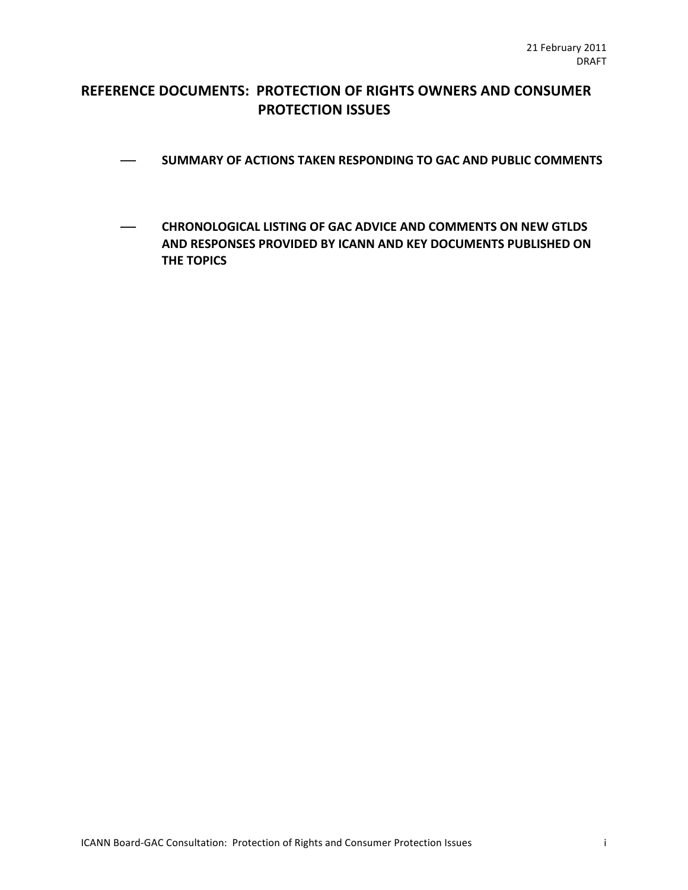21 February 2011
DRAFT

# REFERENCE DOCUMENTS: PROTECTION OF RIGHTS OWNERS AND CONSUMER PROTECTION ISSUES

- **SUMMARY OF ACTIONS TAKEN RESPONDING TO GAC AND PUBLIC COMMENTS**

- **CHRONOLOGICAL LISTING OF GAC ADVICE AND COMMENTS ON NEW GTLDS AND RESPONSES PROVIDED BY ICANN AND KEY DOCUMENTS PUBLISHED ON THE TOPICS**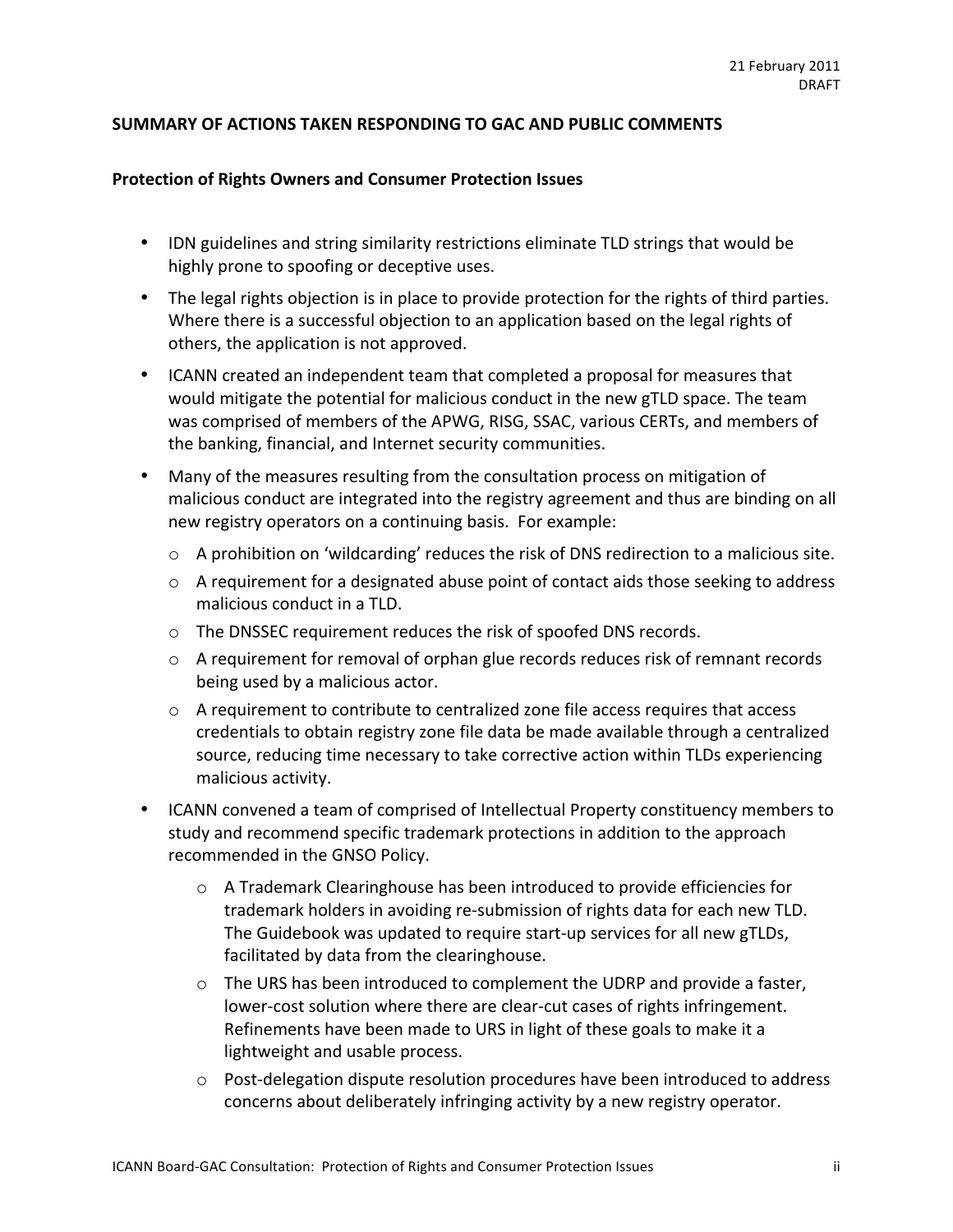21 February 2011
DRAFT

**SUMMARY OF ACTIONS TAKEN RESPONDING TO GAC AND PUBLIC COMMENTS**

**Protection of Rights Owners and Consumer Protection Issues**

- IDN guidelines and string similarity restrictions eliminate TLD strings that would be highly prone to spoofing or deceptive uses.
- The legal rights objection is in place to provide protection for the rights of third parties. Where there is a successful objection to an application based on the legal rights of others, the application is not approved.
- ICANN created an independent team that completed a proposal for measures that would mitigate the potential for malicious conduct in the new gTLD space. The team was comprised of members of the APWG, RISG, SSAC, various CERTs, and members of the banking, financial, and Internet security communities.
- Many of the measures resulting from the consultation process on mitigation of malicious conduct are integrated into the registry agreement and thus are binding on all new registry operators on a continuing basis. For example:
  - A prohibition on 'wildcarding' reduces the risk of DNS redirection to a malicious site.
  - A requirement for a designated abuse point of contact aids those seeking to address malicious conduct in a TLD.
  - The DNSSEC requirement reduces the risk of spoofed DNS records.
  - A requirement for removal of orphan glue records reduces risk of remnant records being used by a malicious actor.
  - A requirement to contribute to centralized zone file access requires that access credentials to obtain registry zone file data be made available through a centralized source, reducing time necessary to take corrective action within TLDs experiencing malicious activity.
- ICANN convened a team of comprised of Intellectual Property constituency members to study and recommend specific trademark protections in addition to the approach recommended in the GNSO Policy.
  - A Trademark Clearinghouse has been introduced to provide efficiencies for trademark holders in avoiding re-submission of rights data for each new TLD. The Guidebook was updated to require start-up services for all new gTLDs, facilitated by data from the clearinghouse.
  - The URS has been introduced to complement the UDRP and provide a faster, lower-cost solution where there are clear-cut cases of rights infringement. Refinements have been made to URS in light of these goals to make it a lightweight and usable process.
  - Post-delegation dispute resolution procedures have been introduced to address concerns about deliberately infringing activity by a new registry operator.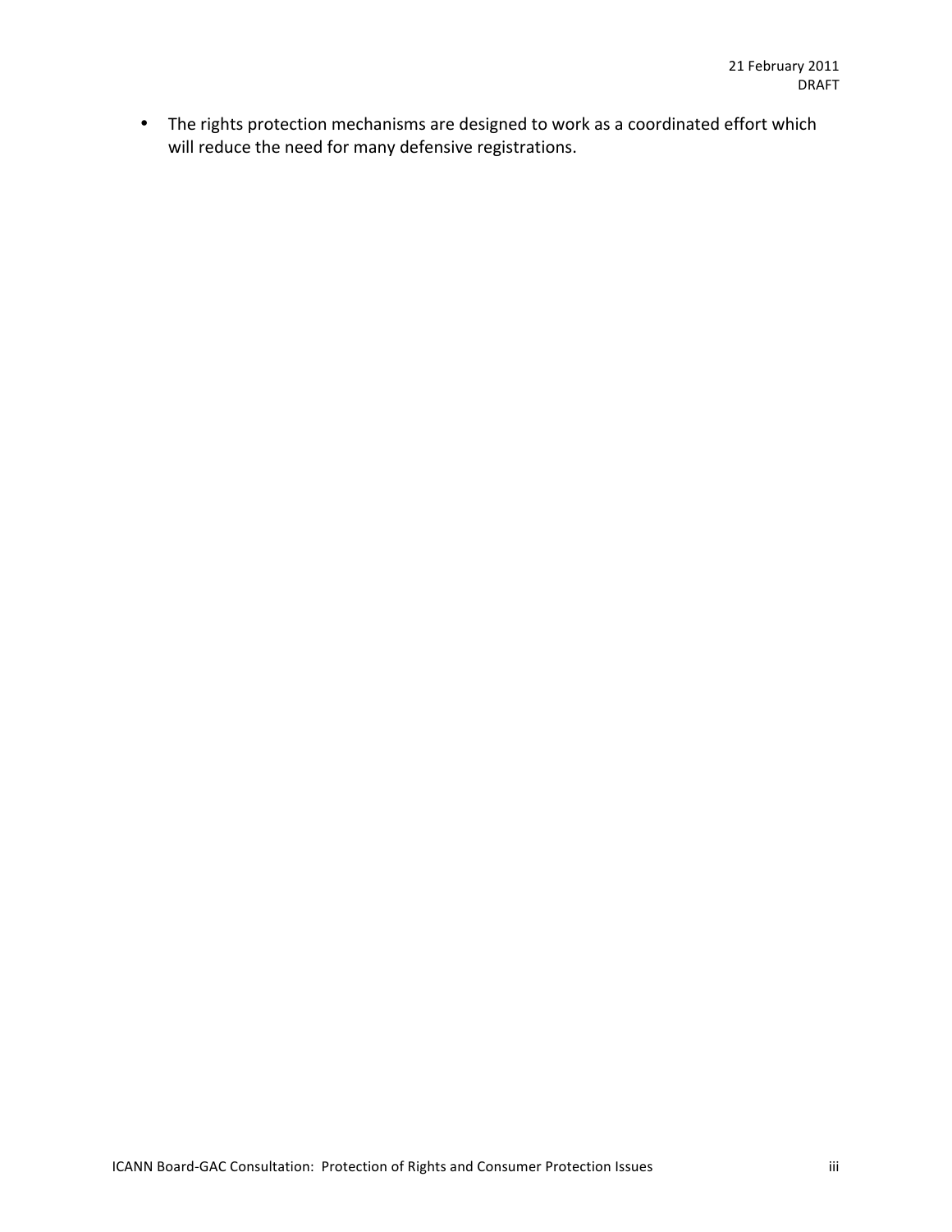- The rights protection mechanisms are designed to work as a coordinated effort which will reduce the need for many defensive registrations.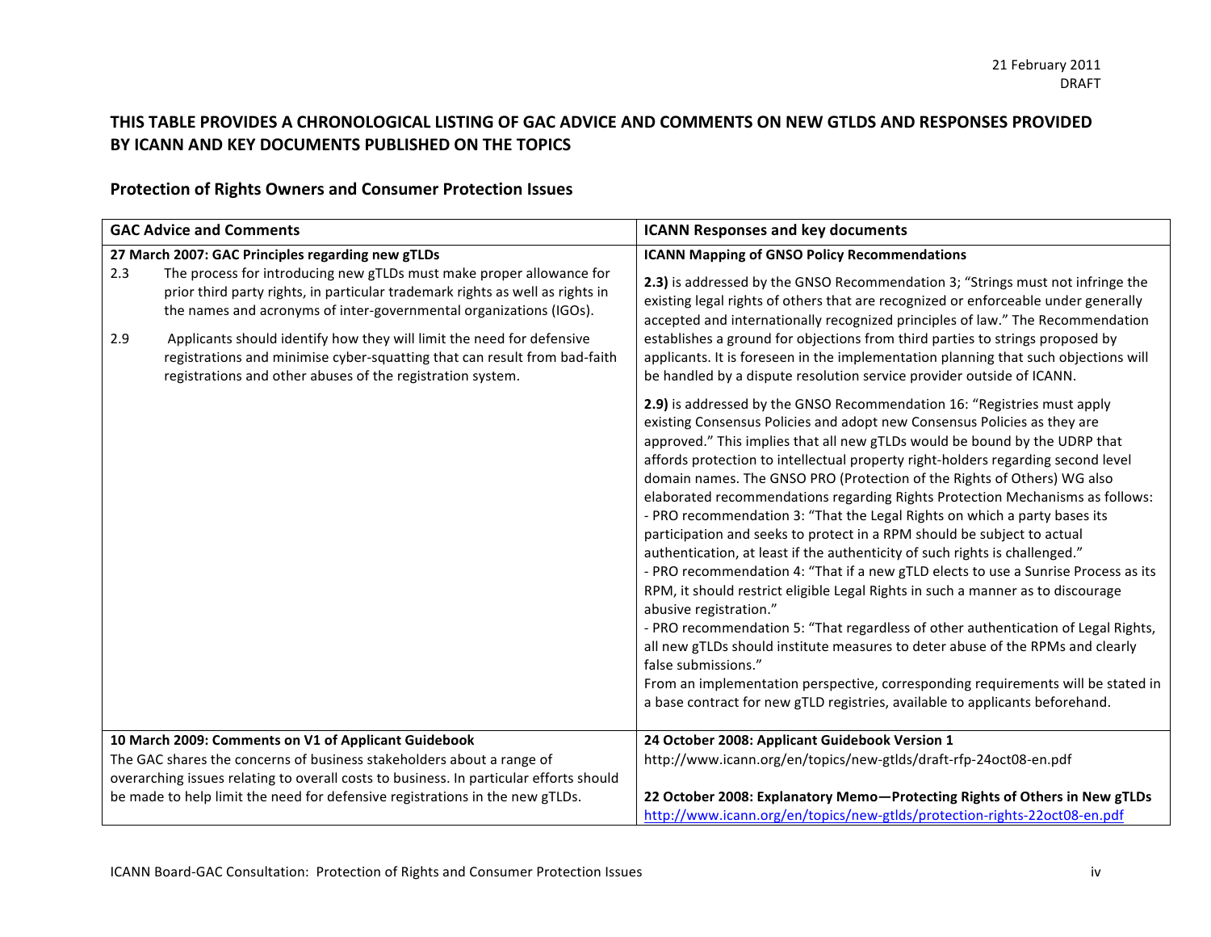21 February 2011
DRAFT

## THIS TABLE PROVIDES A CHRONOLOGICAL LISTING OF GAC ADVICE AND COMMENTS ON NEW GTLDS AND RESPONSES PROVIDED BY ICANN AND KEY DOCUMENTS PUBLISHED ON THE TOPICS

### Protection of Rights Owners and Consumer Protection Issues

| GAC Advice and Comments | ICANN Responses and key documents |
|---|---|
| **27 March 2007: GAC Principles regarding new gTLDs**<br>2.3 The process for introducing new gTLDs must make proper allowance for prior third party rights, in particular trademark rights as well as rights in the names and acronyms of inter-governmental organizations (IGOs).<br><br>2.9 Applicants should identify how they will limit the need for defensive registrations and minimise cyber-squatting that can result from bad-faith registrations and other abuses of the registration system. | **ICANN Mapping of GNSO Policy Recommendations**<br>**2.3)** is addressed by the GNSO Recommendation 3; "Strings must not infringe the existing legal rights of others that are recognized or enforceable under generally accepted and internationally recognized principles of law." The Recommendation establishes a ground for objections from third parties to strings proposed by applicants. It is foreseen in the implementation planning that such objections will be handled by a dispute resolution service provider outside of ICANN.<br><br>**2.9)** is addressed by the GNSO Recommendation 16: "Registries must apply existing Consensus Policies and adopt new Consensus Policies as they are approved." This implies that all new gTLDs would be bound by the UDRP that affords protection to intellectual property right-holders regarding second level domain names. The GNSO PRO (Protection of the Rights of Others) WG also elaborated recommendations regarding Rights Protection Mechanisms as follows:<br>- PRO recommendation 3: "That the Legal Rights on which a party bases its participation and seeks to protect in a RPM should be subject to actual authentication, at least if the authenticity of such rights is challenged."<br>- PRO recommendation 4: "That if a new gTLD elects to use a Sunrise Process as its RPM, it should restrict eligible Legal Rights in such a manner as to discourage abusive registration."<br>- PRO recommendation 5: "That regardless of other authentication of Legal Rights, all new gTLDs should institute measures to deter abuse of the RPMs and clearly false submissions."<br>From an implementation perspective, corresponding requirements will be stated in a base contract for new gTLD registries, available to applicants beforehand. |
| **10 March 2009: Comments on V1 of Applicant Guidebook**<br>The GAC shares the concerns of business stakeholders about a range of overarching issues relating to overall costs to business. In particular efforts should be made to help limit the need for defensive registrations in the new gTLDs. | **24 October 2008: Applicant Guidebook Version 1**<br>http://www.icann.org/en/topics/new-gtlds/draft-rfp-24oct08-en.pdf<br><br>**22 October 2008: Explanatory Memo—Protecting Rights of Others in New gTLDs**<br>http://www.icann.org/en/topics/new-gtlds/protection-rights-22oct08-en.pdf |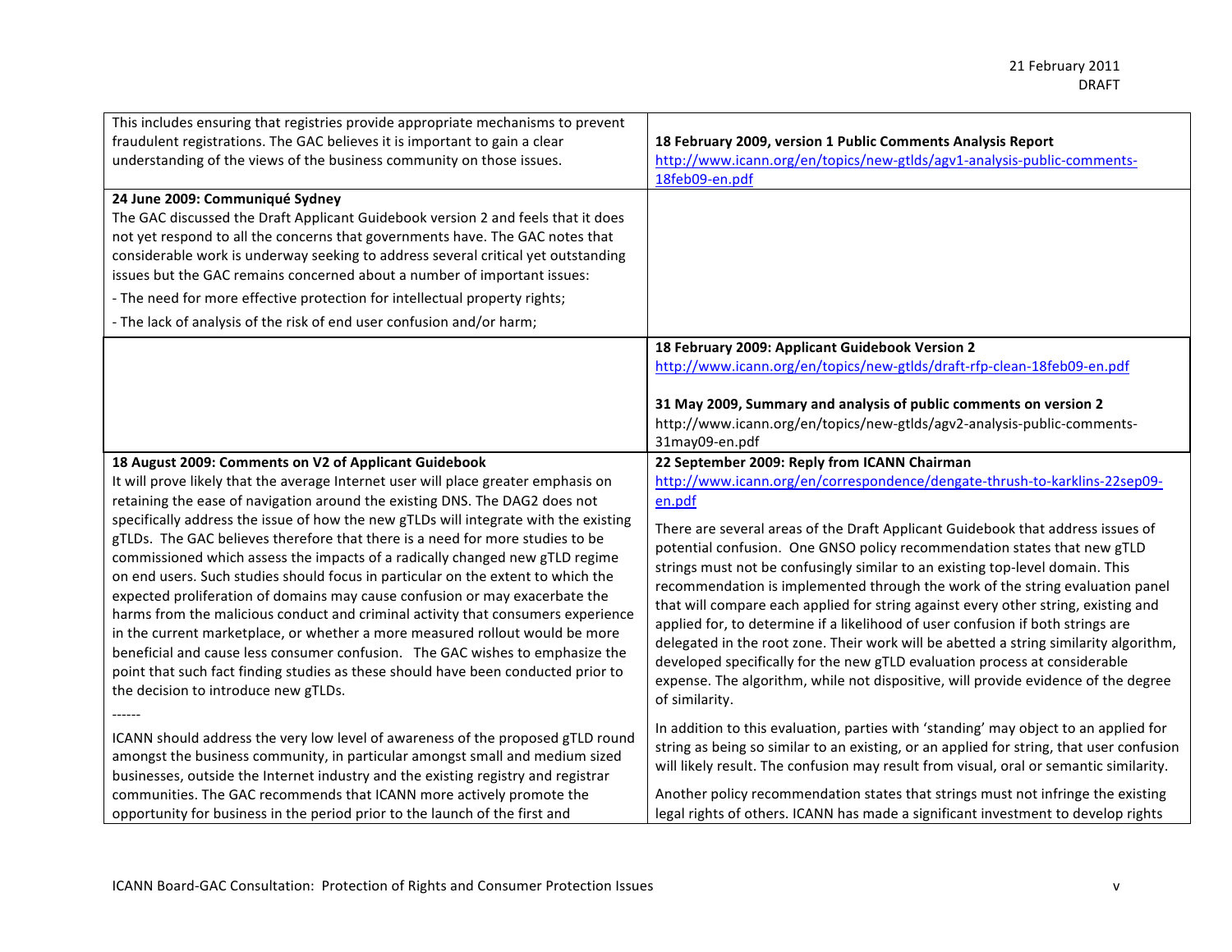| | |
|---|---|
| This includes ensuring that registries provide appropriate mechanisms to prevent fraudulent registrations. The GAC believes it is important to gain a clear understanding of the views of the business community on those issues. | **18 February 2009, version 1 Public Comments Analysis Report**<br>http://www.icann.org/en/topics/new-gtlds/agv1-analysis-public-comments-18feb09-en.pdf |
| **24 June 2009: Communiqué Sydney**<br>The GAC discussed the Draft Applicant Guidebook version 2 and feels that it does not yet respond to all the concerns that governments have. The GAC notes that considerable work is underway seeking to address several critical yet outstanding issues but the GAC remains concerned about a number of important issues:<br>- The need for more effective protection for intellectual property rights;<br>- The lack of analysis of the risk of end user confusion and/or harm; | |
| | **18 February 2009: Applicant Guidebook Version 2**<br>http://www.icann.org/en/topics/new-gtlds/draft-rfp-clean-18feb09-en.pdf<br><br>**31 May 2009, Summary and analysis of public comments on version 2**<br>http://www.icann.org/en/topics/new-gtlds/agv2-analysis-public-comments-31may09-en.pdf |
| **18 August 2009: Comments on V2 of Applicant Guidebook**<br>It will prove likely that the average Internet user will place greater emphasis on retaining the ease of navigation around the existing DNS. The DAG2 does not specifically address the issue of how the new gTLDs will integrate with the existing gTLDs. The GAC believes therefore that there is a need for more studies to be commissioned which assess the impacts of a radically changed new gTLD regime on end users. Such studies should focus in particular on the extent to which the expected proliferation of domains may cause confusion or may exacerbate the harms from the malicious conduct and criminal activity that consumers experience in the current marketplace, or whether a more measured rollout would be more beneficial and cause less consumer confusion. The GAC wishes to emphasize the point that such fact finding studies as these should have been conducted prior to the decision to introduce new gTLDs.<br>------<br>ICANN should address the very low level of awareness of the proposed gTLD round amongst the business community, in particular amongst small and medium sized businesses, outside the Internet industry and the existing registry and registrar communities. The GAC recommends that ICANN more actively promote the opportunity for business in the period prior to the launch of the first and | **22 September 2009: Reply from ICANN Chairman**<br>http://www.icann.org/en/correspondence/dengate-thrush-to-karklins-22sep09-en.pdf<br><br>There are several areas of the Draft Applicant Guidebook that address issues of potential confusion. One GNSO policy recommendation states that new gTLD strings must not be confusingly similar to an existing top-level domain. This recommendation is implemented through the work of the string evaluation panel that will compare each applied for string against every other string, existing and applied for, to determine if a likelihood of user confusion if both strings are delegated in the root zone. Their work will be abetted a string similarity algorithm, developed specifically for the new gTLD evaluation process at considerable expense. The algorithm, while not dispositive, will provide evidence of the degree of similarity.<br><br>In addition to this evaluation, parties with 'standing' may object to an applied for string as being so similar to an existing, or an applied for string, that user confusion will likely result. The confusion may result from visual, oral or semantic similarity.<br><br>Another policy recommendation states that strings must not infringe the existing legal rights of others. ICANN has made a significant investment to develop rights |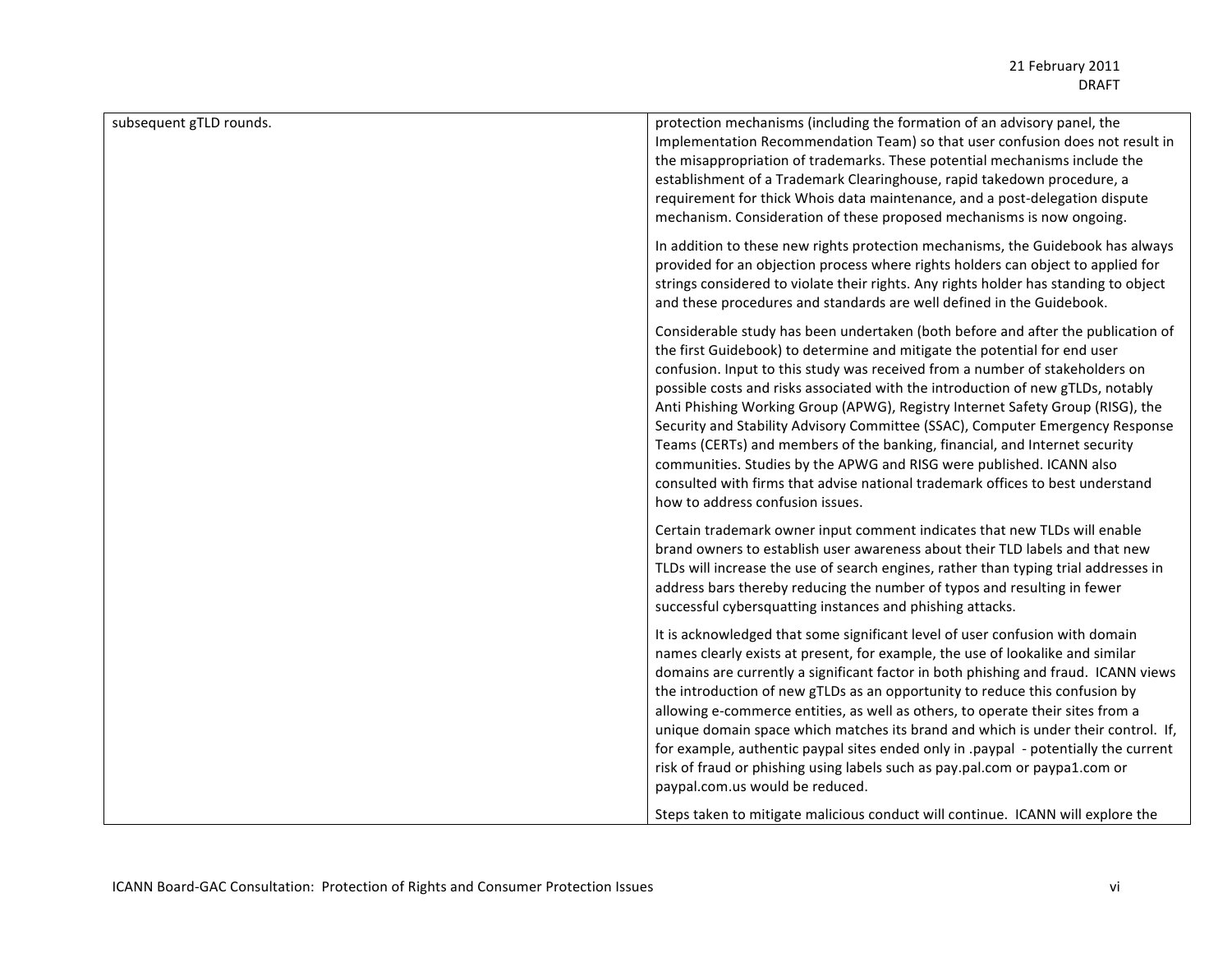| | |
|---|---|
| subsequent gTLD rounds. | protection mechanisms (including the formation of an advisory panel, the Implementation Recommendation Team) so that user confusion does not result in the misappropriation of trademarks. These potential mechanisms include the establishment of a Trademark Clearinghouse, rapid takedown procedure, a requirement for thick Whois data maintenance, and a post-delegation dispute mechanism. Consideration of these proposed mechanisms is now ongoing.<br><br>In addition to these new rights protection mechanisms, the Guidebook has always provided for an objection process where rights holders can object to applied for strings considered to violate their rights. Any rights holder has standing to object and these procedures and standards are well defined in the Guidebook.<br><br>Considerable study has been undertaken (both before and after the publication of the first Guidebook) to determine and mitigate the potential for end user confusion. Input to this study was received from a number of stakeholders on possible costs and risks associated with the introduction of new gTLDs, notably Anti Phishing Working Group (APWG), Registry Internet Safety Group (RISG), the Security and Stability Advisory Committee (SSAC), Computer Emergency Response Teams (CERTs) and members of the banking, financial, and Internet security communities. Studies by the APWG and RISG were published. ICANN also consulted with firms that advise national trademark offices to best understand how to address confusion issues.<br><br>Certain trademark owner input comment indicates that new TLDs will enable brand owners to establish user awareness about their TLD labels and that new TLDs will increase the use of search engines, rather than typing trial addresses in address bars thereby reducing the number of typos and resulting in fewer successful cybersquatting instances and phishing attacks.<br><br>It is acknowledged that some significant level of user confusion with domain names clearly exists at present, for example, the use of lookalike and similar domains are currently a significant factor in both phishing and fraud. ICANN views the introduction of new gTLDs as an opportunity to reduce this confusion by allowing e-commerce entities, as well as others, to operate their sites from a unique domain space which matches its brand and which is under their control. If, for example, authentic paypal sites ended only in .paypal - potentially the current risk of fraud or phishing using labels such as pay.pal.com or paypa1.com or paypal.com.us would be reduced.<br><br>Steps taken to mitigate malicious conduct will continue. ICANN will explore the |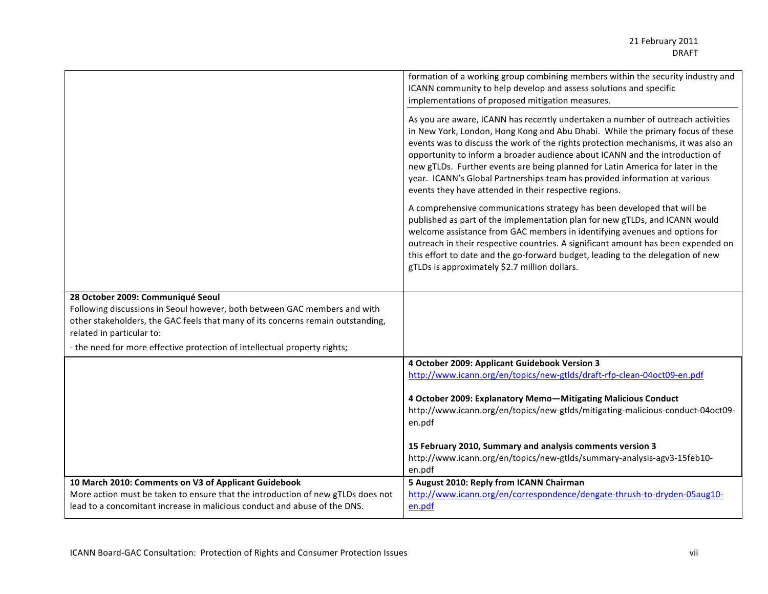| | |
|---|---|
| | formation of a working group combining members within the security industry and ICANN community to help develop and assess solutions and specific implementations of proposed mitigation measures.<br><br>As you are aware, ICANN has recently undertaken a number of outreach activities in New York, London, Hong Kong and Abu Dhabi. While the primary focus of these events was to discuss the work of the rights protection mechanisms, it was also an opportunity to inform a broader audience about ICANN and the introduction of new gTLDs. Further events are being planned for Latin America for later in the year. ICANN's Global Partnerships team has provided information at various events they have attended in their respective regions.<br><br>A comprehensive communications strategy has been developed that will be published as part of the implementation plan for new gTLDs, and ICANN would welcome assistance from GAC members in identifying avenues and options for outreach in their respective countries. A significant amount has been expended on this effort to date and the go-forward budget, leading to the delegation of new gTLDs is approximately $2.7 million dollars. |
| **28 October 2009: Communiqué Seoul**<br>Following discussions in Seoul however, both between GAC members and with other stakeholders, the GAC feels that many of its concerns remain outstanding, related in particular to:<br>- the need for more effective protection of intellectual property rights; | |
| | **4 October 2009: Applicant Guidebook Version 3**<br>http://www.icann.org/en/topics/new-gtlds/draft-rfp-clean-04oct09-en.pdf<br><br>**4 October 2009: Explanatory Memo—Mitigating Malicious Conduct**<br>http://www.icann.org/en/topics/new-gtlds/mitigating-malicious-conduct-04oct09-en.pdf<br><br>**15 February 2010, Summary and analysis comments version 3**<br>http://www.icann.org/en/topics/new-gtlds/summary-analysis-agv3-15feb10-en.pdf |
| **10 March 2010: Comments on V3 of Applicant Guidebook**<br>More action must be taken to ensure that the introduction of new gTLDs does not lead to a concomitant increase in malicious conduct and abuse of the DNS. | **5 August 2010: Reply from ICANN Chairman**<br>http://www.icann.org/en/correspondence/dengate-thrush-to-dryden-05aug10-en.pdf |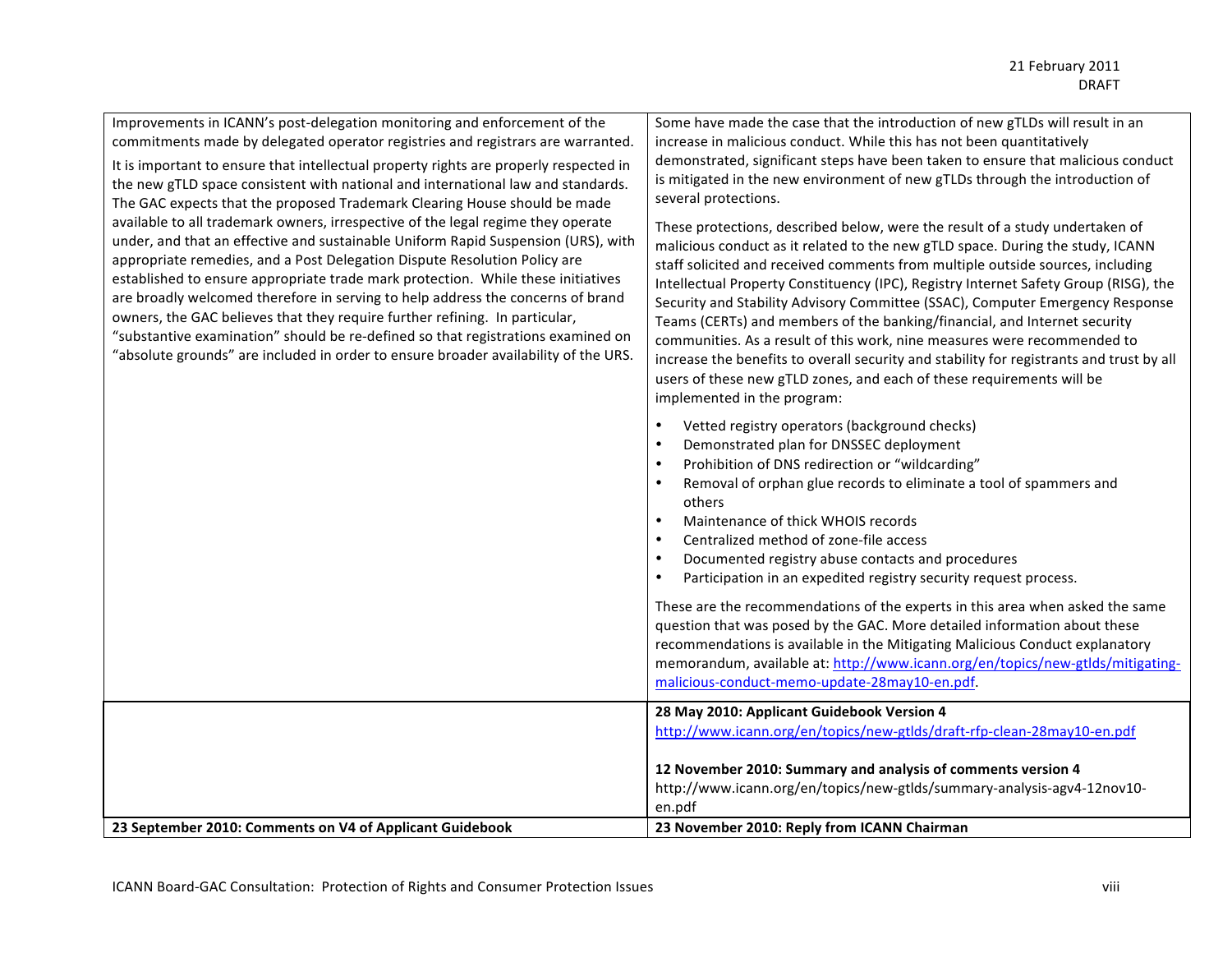21 February 2011
DRAFT

| | |
|---|---|
| Improvements in ICANN's post-delegation monitoring and enforcement of the commitments made by delegated operator registries and registrars are warranted.<br><br>It is important to ensure that intellectual property rights are properly respected in the new gTLD space consistent with national and international law and standards. The GAC expects that the proposed Trademark Clearing House should be made available to all trademark owners, irrespective of the legal regime they operate under, and that an effective and sustainable Uniform Rapid Suspension (URS), with appropriate remedies, and a Post Delegation Dispute Resolution Policy are established to ensure appropriate trade mark protection. While these initiatives are broadly welcomed therefore in serving to help address the concerns of brand owners, the GAC believes that they require further refining. In particular, "substantive examination" should be re-defined so that registrations examined on "absolute grounds" are included in order to ensure broader availability of the URS. | Some have made the case that the introduction of new gTLDs will result in an increase in malicious conduct. While this has not been quantitatively demonstrated, significant steps have been taken to ensure that malicious conduct is mitigated in the new environment of new gTLDs through the introduction of several protections.<br><br>These protections, described below, were the result of a study undertaken of malicious conduct as it related to the new gTLD space. During the study, ICANN staff solicited and received comments from multiple outside sources, including Intellectual Property Constituency (IPC), Registry Internet Safety Group (RISG), the Security and Stability Advisory Committee (SSAC), Computer Emergency Response Teams (CERTs) and members of the banking/financial, and Internet security communities. As a result of this work, nine measures were recommended to increase the benefits to overall security and stability for registrants and trust by all users of these new gTLD zones, and each of these requirements will be implemented in the program:<br><br>• Vetted registry operators (background checks)<br>• Demonstrated plan for DNSSEC deployment<br>• Prohibition of DNS redirection or "wildcarding"<br>• Removal of orphan glue records to eliminate a tool of spammers and others<br>• Maintenance of thick WHOIS records<br>• Centralized method of zone-file access<br>• Documented registry abuse contacts and procedures<br>• Participation in an expedited registry security request process.<br><br>These are the recommendations of the experts in this area when asked the same question that was posed by the GAC. More detailed information about these recommendations is available in the Mitigating Malicious Conduct explanatory memorandum, available at: http://www.icann.org/en/topics/new-gtlds/mitigating-malicious-conduct-memo-update-28may10-en.pdf. |
| | **28 May 2010: Applicant Guidebook Version 4**<br>http://www.icann.org/en/topics/new-gtlds/draft-rfp-clean-28may10-en.pdf<br><br>**12 November 2010: Summary and analysis of comments version 4**<br>http://www.icann.org/en/topics/new-gtlds/summary-analysis-agv4-12nov10-en.pdf |
| **23 September 2010: Comments on V4 of Applicant Guidebook** | **23 November 2010: Reply from ICANN Chairman** |

ICANN Board-GAC Consultation: Protection of Rights and Consumer Protection Issues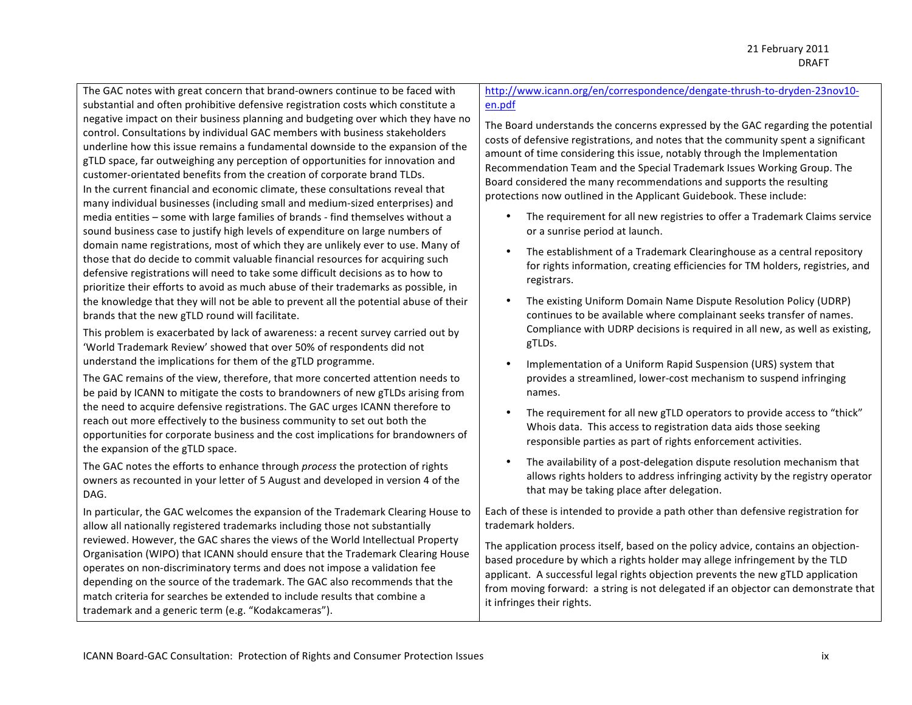21 February 2011
DRAFT

| | |
|---|---|
| The GAC notes with great concern that brand-owners continue to be faced with substantial and often prohibitive defensive registration costs which constitute a negative impact on their business planning and budgeting over which they have no control. Consultations by individual GAC members with business stakeholders underline how this issue remains a fundamental downside to the expansion of the gTLD space, far outweighing any perception of opportunities for innovation and customer-orientated benefits from the creation of corporate brand TLDs.<br>In the current financial and economic climate, these consultations reveal that many individual businesses (including small and medium-sized enterprises) and media entities – some with large families of brands - find themselves without a sound business case to justify high levels of expenditure on large numbers of domain name registrations, most of which they are unlikely ever to use. Many of those that do decide to commit valuable financial resources for acquiring such defensive registrations will need to take some difficult decisions as to how to prioritize their efforts to avoid as much abuse of their trademarks as possible, in the knowledge that they will not be able to prevent all the potential abuse of their brands that the new gTLD round will facilitate.<br><br>This problem is exacerbated by lack of awareness: a recent survey carried out by 'World Trademark Review' showed that over 50% of respondents did not understand the implications for them of the gTLD programme.<br><br>The GAC remains of the view, therefore, that more concerted attention needs to be paid by ICANN to mitigate the costs to brandowners of new gTLDs arising from the need to acquire defensive registrations. The GAC urges ICANN therefore to reach out more effectively to the business community to set out both the opportunities for corporate business and the cost implications for brandowners of the expansion of the gTLD space.<br><br>The GAC notes the efforts to enhance through *process* the protection of rights owners as recounted in your letter of 5 August and developed in version 4 of the DAG. | http://www.icann.org/en/correspondence/dengate-thrush-to-dryden-23nov10-en.pdf<br><br>The Board understands the concerns expressed by the GAC regarding the potential costs of defensive registrations, and notes that the community spent a significant amount of time considering this issue, notably through the Implementation Recommendation Team and the Special Trademark Issues Working Group. The Board considered the many recommendations and supports the resulting protections now outlined in the Applicant Guidebook. These include:<br><br>• The requirement for all new registries to offer a Trademark Claims service or a sunrise period at launch.<br><br>• The establishment of a Trademark Clearinghouse as a central repository for rights information, creating efficiencies for TM holders, registries, and registrars.<br><br>• The existing Uniform Domain Name Dispute Resolution Policy (UDRP) continues to be available where complainant seeks transfer of names. Compliance with UDRP decisions is required in all new, as well as existing, gTLDs.<br><br>• Implementation of a Uniform Rapid Suspension (URS) system that provides a streamlined, lower-cost mechanism to suspend infringing names.<br><br>• The requirement for all new gTLD operators to provide access to "thick" Whois data. This access to registration data aids those seeking responsible parties as part of rights enforcement activities.<br><br>• The availability of a post-delegation dispute resolution mechanism that allows rights holders to address infringing activity by the registry operator that may be taking place after delegation. |
| In particular, the GAC welcomes the expansion of the Trademark Clearing House to allow all nationally registered trademarks including those not substantially reviewed. However, the GAC shares the views of the World Intellectual Property Organisation (WIPO) that ICANN should ensure that the Trademark Clearing House operates on non-discriminatory terms and does not impose a validation fee depending on the source of the trademark. The GAC also recommends that the match criteria for searches be extended to include results that combine a trademark and a generic term (e.g. "Kodakcameras"). | Each of these is intended to provide a path other than defensive registration for trademark holders.<br><br>The application process itself, based on the policy advice, contains an objection-based procedure by which a rights holder may allege infringement by the TLD applicant. A successful legal rights objection prevents the new gTLD application from moving forward: a string is not delegated if an objector can demonstrate that it infringes their rights. |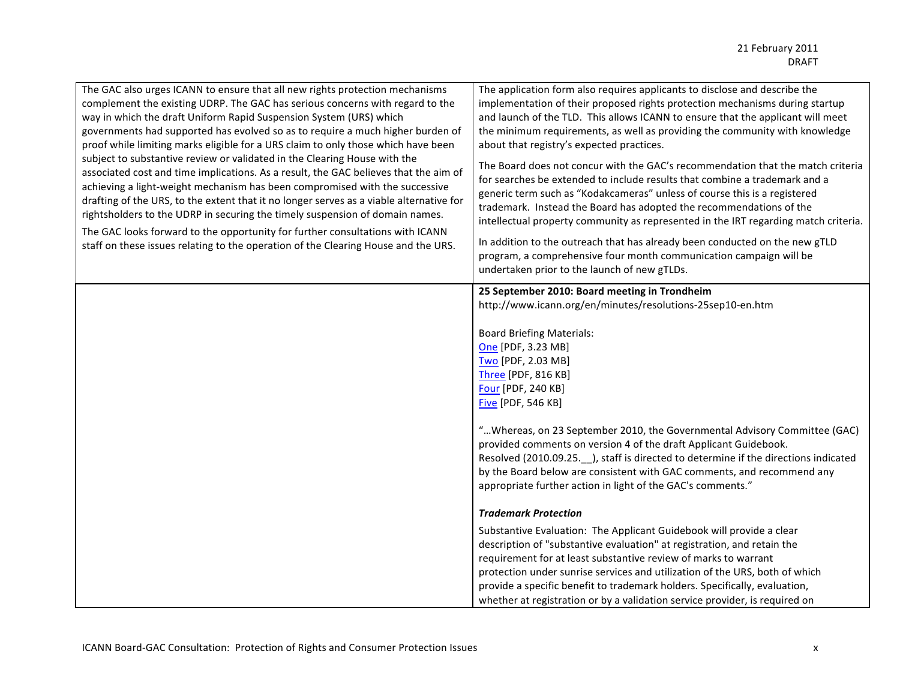| | |
|---|---|
| The GAC also urges ICANN to ensure that all new rights protection mechanisms complement the existing UDRP. The GAC has serious concerns with regard to the way in which the draft Uniform Rapid Suspension System (URS) which governments had supported has evolved so as to require a much higher burden of proof while limiting marks eligible for a URS claim to only those which have been subject to substantive review or validated in the Clearing House with the associated cost and time implications. As a result, the GAC believes that the aim of achieving a light-weight mechanism has been compromised with the successive drafting of the URS, to the extent that it no longer serves as a viable alternative for rightsholders to the UDRP in securing the timely suspension of domain names.<br><br>The GAC looks forward to the opportunity for further consultations with ICANN staff on these issues relating to the operation of the Clearing House and the URS. | The application form also requires applicants to disclose and describe the implementation of their proposed rights protection mechanisms during startup and launch of the TLD. This allows ICANN to ensure that the applicant will meet the minimum requirements, as well as providing the community with knowledge about that registry's expected practices.<br><br>The Board does not concur with the GAC's recommendation that the match criteria for searches be extended to include results that combine a trademark and a generic term such as "Kodakcameras" unless of course this is a registered trademark. Instead the Board has adopted the recommendations of the intellectual property community as represented in the IRT regarding match criteria.<br><br>In addition to the outreach that has already been conducted on the new gTLD program, a comprehensive four month communication campaign will be undertaken prior to the launch of new gTLDs. |
| | **25 September 2010: Board meeting in Trondheim**<br>http://www.icann.org/en/minutes/resolutions-25sep10-en.htm<br><br>Board Briefing Materials:<br>One [PDF, 3.23 MB]<br>Two [PDF, 2.03 MB]<br>Three [PDF, 816 KB]<br>Four [PDF, 240 KB]<br>Five [PDF, 546 KB]<br><br>"…Whereas, on 23 September 2010, the Governmental Advisory Committee (GAC) provided comments on version 4 of the draft Applicant Guidebook.<br>Resolved (2010.09.25.__), staff is directed to determine if the directions indicated by the Board below are consistent with GAC comments, and recommend any appropriate further action in light of the GAC's comments."<br><br>***Trademark Protection***<br><br>Substantive Evaluation: The Applicant Guidebook will provide a clear description of "substantive evaluation" at registration, and retain the requirement for at least substantive review of marks to warrant protection under sunrise services and utilization of the URS, both of which provide a specific benefit to trademark holders. Specifically, evaluation, whether at registration or by a validation service provider, is required on |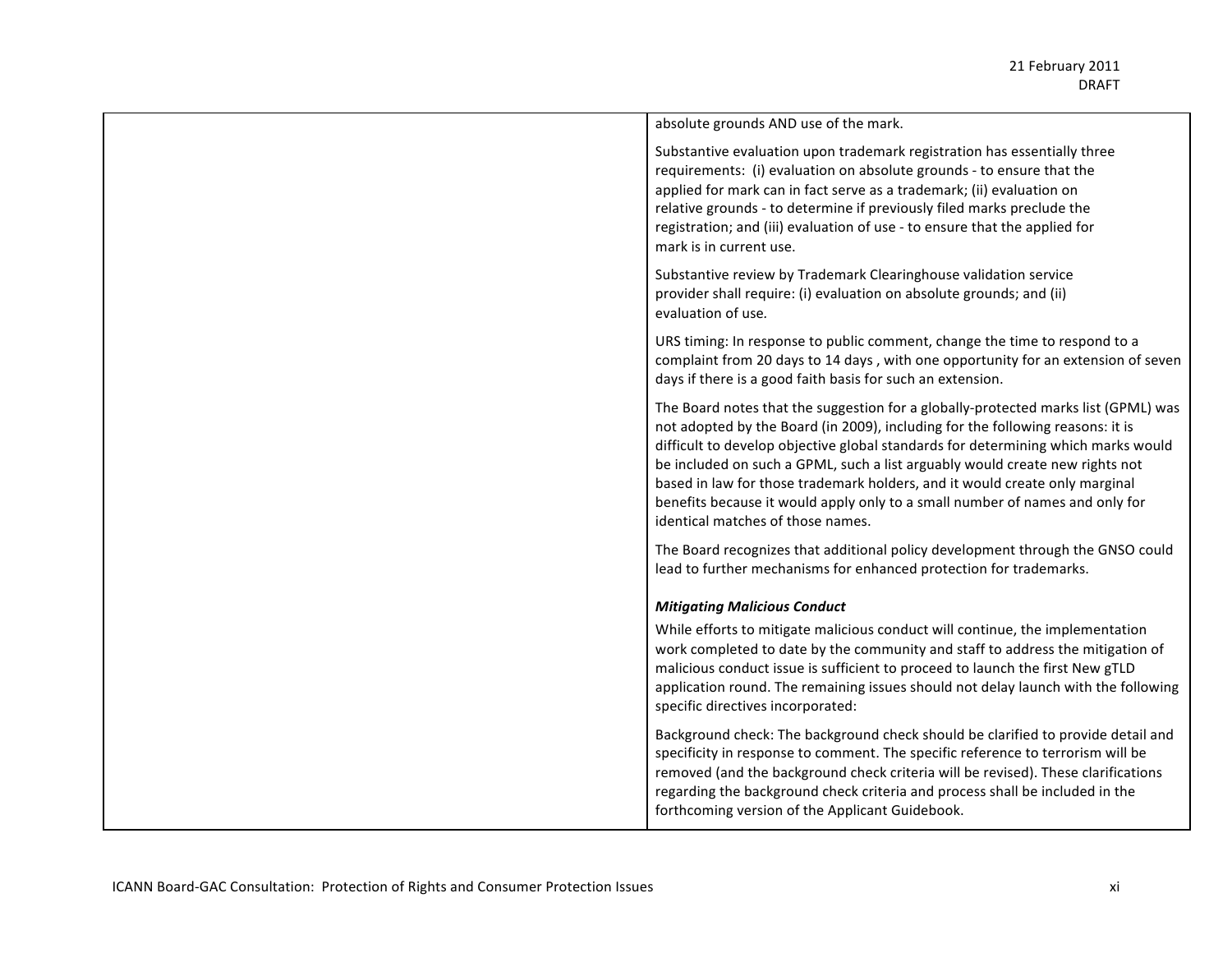| | |
|---|---|
| | absolute grounds AND use of the mark.<br><br>Substantive evaluation upon trademark registration has essentially three requirements: (i) evaluation on absolute grounds - to ensure that the applied for mark can in fact serve as a trademark; (ii) evaluation on relative grounds - to determine if previously filed marks preclude the registration; and (iii) evaluation of use - to ensure that the applied for mark is in current use.<br><br>Substantive review by Trademark Clearinghouse validation service provider shall require: (i) evaluation on absolute grounds; and (ii) evaluation of use.<br><br>URS timing: In response to public comment, change the time to respond to a complaint from 20 days to 14 days , with one opportunity for an extension of seven days if there is a good faith basis for such an extension.<br><br>The Board notes that the suggestion for a globally-protected marks list (GPML) was not adopted by the Board (in 2009), including for the following reasons: it is difficult to develop objective global standards for determining which marks would be included on such a GPML, such a list arguably would create new rights not based in law for those trademark holders, and it would create only marginal benefits because it would apply only to a small number of names and only for identical matches of those names.<br><br>The Board recognizes that additional policy development through the GNSO could lead to further mechanisms for enhanced protection for trademarks.<br><br>***Mitigating Malicious Conduct***<br>While efforts to mitigate malicious conduct will continue, the implementation work completed to date by the community and staff to address the mitigation of malicious conduct issue is sufficient to proceed to launch the first New gTLD application round. The remaining issues should not delay launch with the following specific directives incorporated:<br><br>Background check: The background check should be clarified to provide detail and specificity in response to comment. The specific reference to terrorism will be removed (and the background check criteria will be revised). These clarifications regarding the background check criteria and process shall be included in the forthcoming version of the Applicant Guidebook. |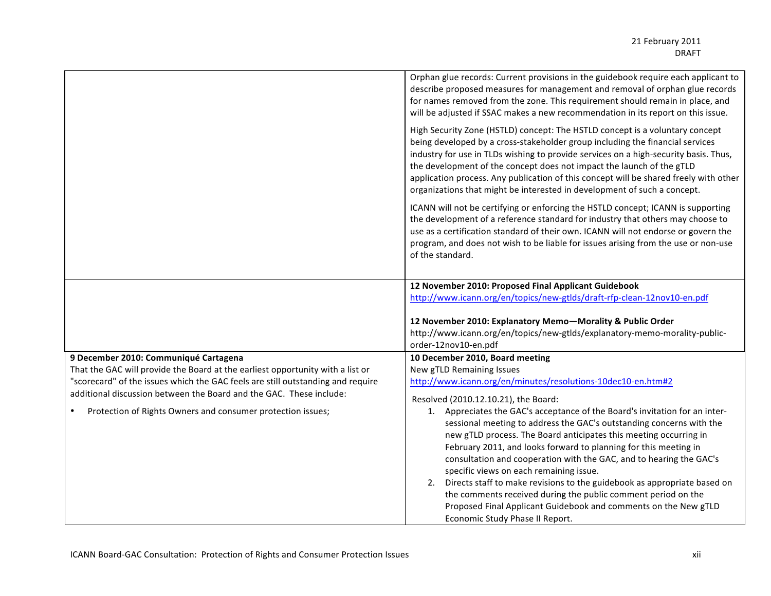| | |
|---|---|
| | Orphan glue records: Current provisions in the guidebook require each applicant to describe proposed measures for management and removal of orphan glue records for names removed from the zone. This requirement should remain in place, and will be adjusted if SSAC makes a new recommendation in its report on this issue.<br><br>High Security Zone (HSTLD) concept: The HSTLD concept is a voluntary concept being developed by a cross-stakeholder group including the financial services industry for use in TLDs wishing to provide services on a high-security basis. Thus, the development of the concept does not impact the launch of the gTLD application process. Any publication of this concept will be shared freely with other organizations that might be interested in development of such a concept.<br><br>ICANN will not be certifying or enforcing the HSTLD concept; ICANN is supporting the development of a reference standard for industry that others may choose to use as a certification standard of their own. ICANN will not endorse or govern the program, and does not wish to be liable for issues arising from the use or non-use of the standard. |
| | **12 November 2010: Proposed Final Applicant Guidebook**<br>http://www.icann.org/en/topics/new-gtlds/draft-rfp-clean-12nov10-en.pdf<br><br>**12 November 2010: Explanatory Memo—Morality & Public Order**<br>http://www.icann.org/en/topics/new-gtlds/explanatory-memo-morality-public-order-12nov10-en.pdf |
| **9 December 2010: Communiqué Cartagena**<br>That the GAC will provide the Board at the earliest opportunity with a list or "scorecard" of the issues which the GAC feels are still outstanding and require additional discussion between the Board and the GAC. These include:<br><br>• Protection of Rights Owners and consumer protection issues; | **10 December 2010, Board meeting**<br>New gTLD Remaining Issues<br>http://www.icann.org/en/minutes/resolutions-10dec10-en.htm#2<br><br>Resolved (2010.12.10.21), the Board:<br>1. Appreciates the GAC's acceptance of the Board's invitation for an inter-sessional meeting to address the GAC's outstanding concerns with the new gTLD process. The Board anticipates this meeting occurring in February 2011, and looks forward to planning for this meeting in consultation and cooperation with the GAC, and to hearing the GAC's specific views on each remaining issue.<br>2. Directs staff to make revisions to the guidebook as appropriate based on the comments received during the public comment period on the Proposed Final Applicant Guidebook and comments on the New gTLD Economic Study Phase II Report. |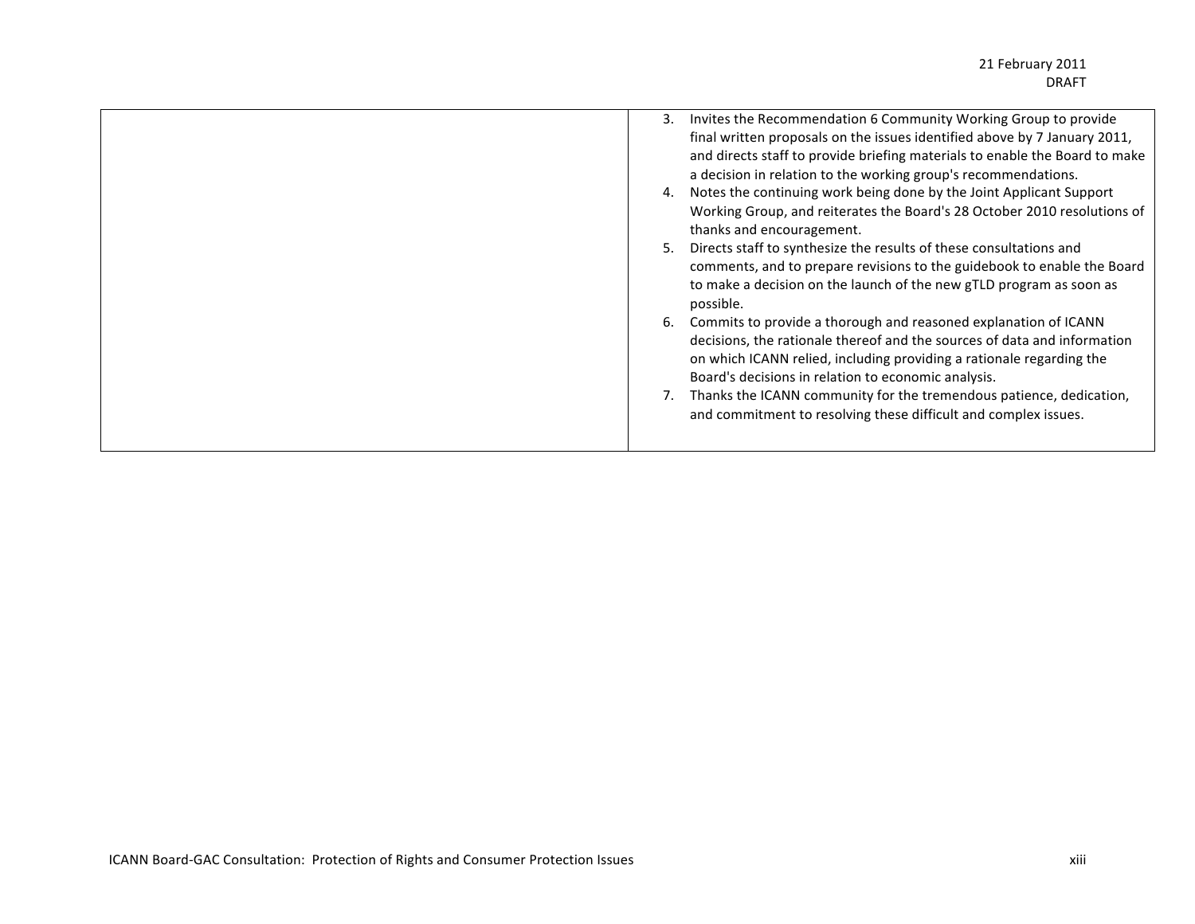| | |
|---|---|
| | 3. Invites the Recommendation 6 Community Working Group to provide final written proposals on the issues identified above by 7 January 2011, and directs staff to provide briefing materials to enable the Board to make a decision in relation to the working group's recommendations.<br>4. Notes the continuing work being done by the Joint Applicant Support Working Group, and reiterates the Board's 28 October 2010 resolutions of thanks and encouragement.<br>5. Directs staff to synthesize the results of these consultations and comments, and to prepare revisions to the guidebook to enable the Board to make a decision on the launch of the new gTLD program as soon as possible.<br>6. Commits to provide a thorough and reasoned explanation of ICANN decisions, the rationale thereof and the sources of data and information on which ICANN relied, including providing a rationale regarding the Board's decisions in relation to economic analysis.<br>7. Thanks the ICANN community for the tremendous patience, dedication, and commitment to resolving these difficult and complex issues. |